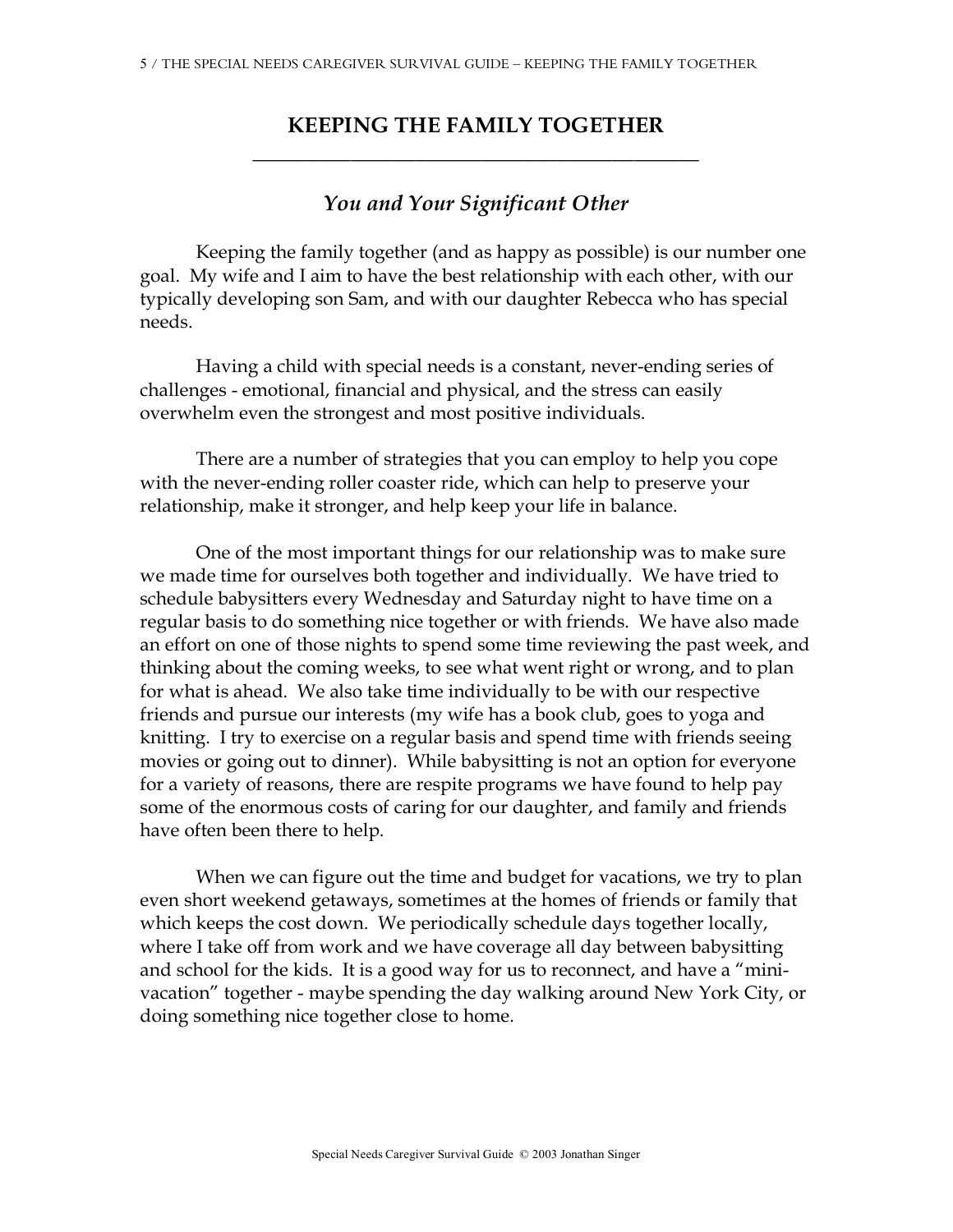# KEEPING THE FAMILY TOGETHER

## *You and Your Significant Other*

Keeping the family together (and as happy as possible) is our number one goal. My wife and I aim to have the best relationship with each other, with our typically developing son Sam, and with our daughter Rebecca who has special needs.

Having a child with special needs is a constant, never-ending series of challenges - emotional, financial and physical, and the stress can easily overwhelm even the strongest and most positive individuals.

There are a number of strategies that you can employ to help you cope with the never-ending roller coaster ride, which can help to preserve your relationship, make it stronger, and help keep your life in balance.

One of the most important things for our relationship was to make sure we made time for ourselves both together and individually. We have tried to schedule babysitters every Wednesday and Saturday night to have time on a regular basis to do something nice together or with friends. We have also made an effort on one of those nights to spend some time reviewing the past week, and thinking about the coming weeks, to see what went right or wrong, and to plan for what is ahead. We also take time individually to be with our respective friends and pursue our interests (my wife has a book club, goes to yoga and knitting. I try to exercise on a regular basis and spend time with friends seeing movies or going out to dinner). While babysitting is not an option for everyone for a variety of reasons, there are respite programs we have found to help pay some of the enormous costs of caring for our daughter, and family and friends have often been there to help.

When we can figure out the time and budget for vacations, we try to plan even short weekend getaways, sometimes at the homes of friends or family that which keeps the cost down. We periodically schedule days together locally, where I take off from work and we have coverage all day between babysitting and school for the kids. It is a good way for us to reconnect, and have a "mini-vacation" together - maybe spending the day walking around New York City, or doing something nice together close to home.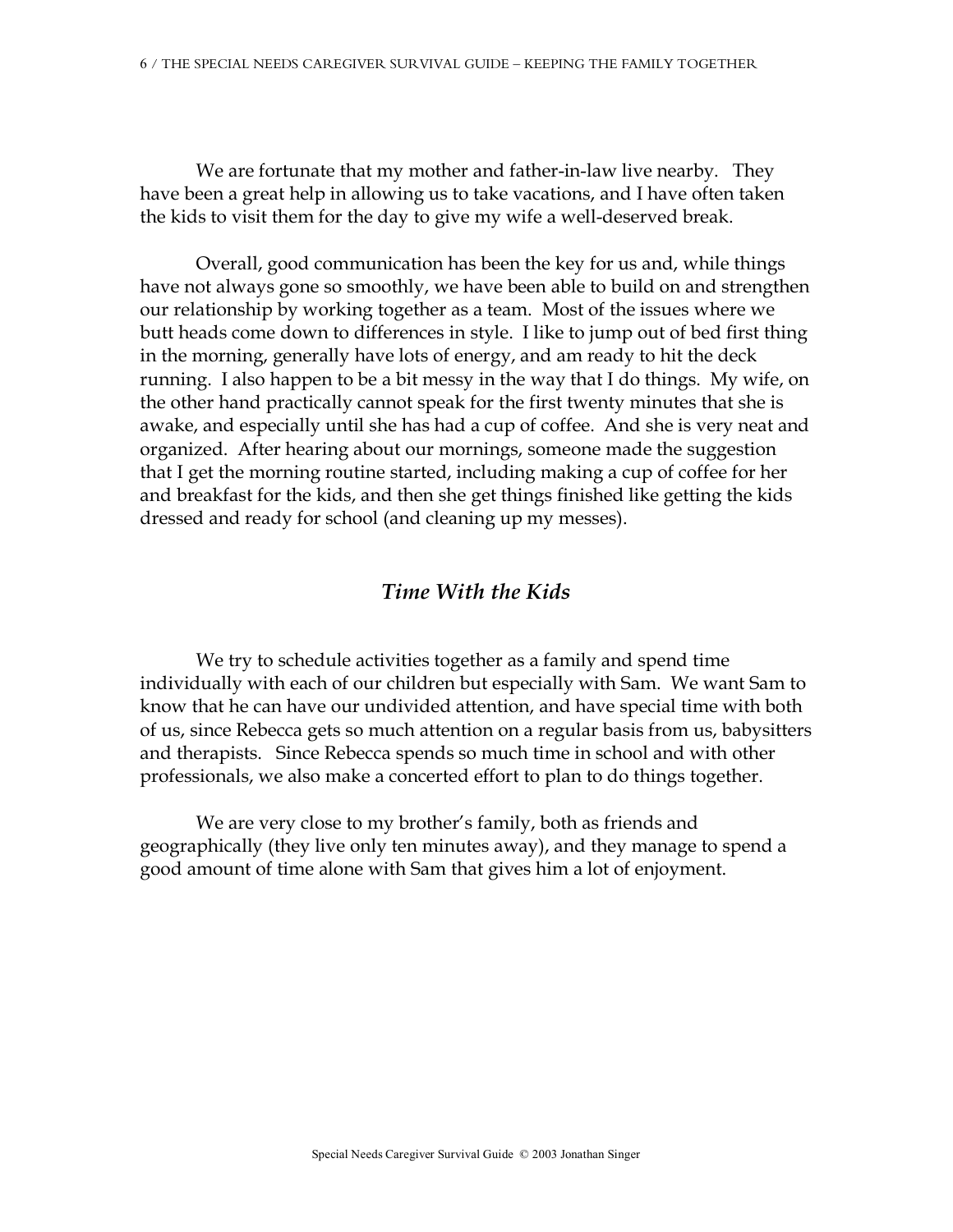We are fortunate that my mother and father-in-law live nearby. They have been a great help in allowing us to take vacations, and I have often taken the kids to visit them for the day to give my wife a well-deserved break.

Overall, good communication has been the key for us and, while things have not always gone so smoothly, we have been able to build on and strengthen our relationship by working together as a team. Most of the issues where we butt heads come down to differences in style. I like to jump out of bed first thing in the morning, generally have lots of energy, and am ready to hit the deck running. I also happen to be a bit messy in the way that I do things. My wife, on the other hand practically cannot speak for the first twenty minutes that she is awake, and especially until she has had a cup of coffee. And she is very neat and organized. After hearing about our mornings, someone made the suggestion that I get the morning routine started, including making a cup of coffee for her and breakfast for the kids, and then she get things finished like getting the kids dressed and ready for school (and cleaning up my messes).

## *Time With the Kids*

We try to schedule activities together as a family and spend time individually with each of our children but especially with Sam. We want Sam to know that he can have our undivided attention, and have special time with both of us, since Rebecca gets so much attention on a regular basis from us, babysitters and therapists. Since Rebecca spends so much time in school and with other professionals, we also make a concerted effort to plan to do things together.

We are very close to my brother's family, both as friends and geographically (they live only ten minutes away), and they manage to spend a good amount of time alone with Sam that gives him a lot of enjoyment.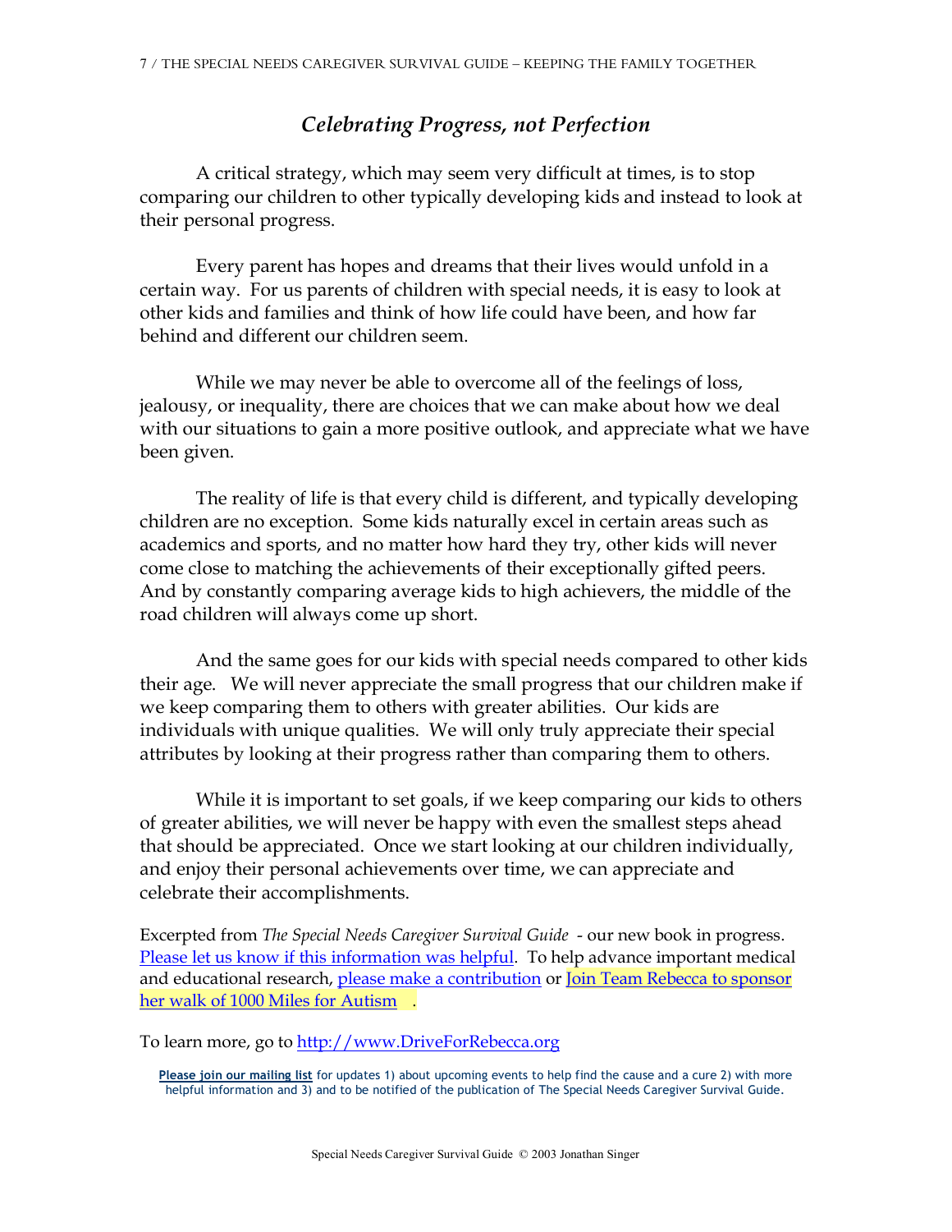## *Celebrating Progress, not Perfection*

A critical strategy, which may seem very difficult at times, is to stop comparing our children to other typically developing kids and instead to look at their personal progress.

Every parent has hopes and dreams that their lives would unfold in a certain way. For us parents of children with special needs, it is easy to look at other kids and families and think of how life could have been, and how far behind and different our children seem.

While we may never be able to overcome all of the feelings of loss, jealousy, or inequality, there are choices that we can make about how we deal with our situations to gain a more positive outlook, and appreciate what we have been given.

The reality of life is that every child is different, and typically developing children are no exception. Some kids naturally excel in certain areas such as academics and sports, and no matter how hard they try, other kids will never come close to matching the achievements of their exceptionally gifted peers. And by constantly comparing average kids to high achievers, the middle of the road children will always come up short.

And the same goes for our kids with special needs compared to other kids their age. We will never appreciate the small progress that our children make if we keep comparing them to others with greater abilities. Our kids are individuals with unique qualities. We will only truly appreciate their special attributes by looking at their progress rather than comparing them to others.

While it is important to set goals, if we keep comparing our kids to others of greater abilities, we will never be happy with even the smallest steps ahead that should be appreciated. Once we start looking at our children individually, and enjoy their personal achievements over time, we can appreciate and celebrate their accomplishments.

Excerpted from *The Special Needs Caregiver Survival Guide* - our new book in progress. Please let us know if this information was helpful. To help advance important medical and educational research, please make a contribution or Join Team Rebecca to sponsor her walk of 1000 Miles for Autism .

To learn more, go to http://www.DriveForRebecca.org

**Please join our mailing list** for updates 1) about upcoming events to help find the cause and a cure 2) with more helpful information and 3) and to be notified of the publication of The Special Needs Caregiver Survival Guide.

Special Needs Caregiver Survival Guide © 2003 Jonathan Singer